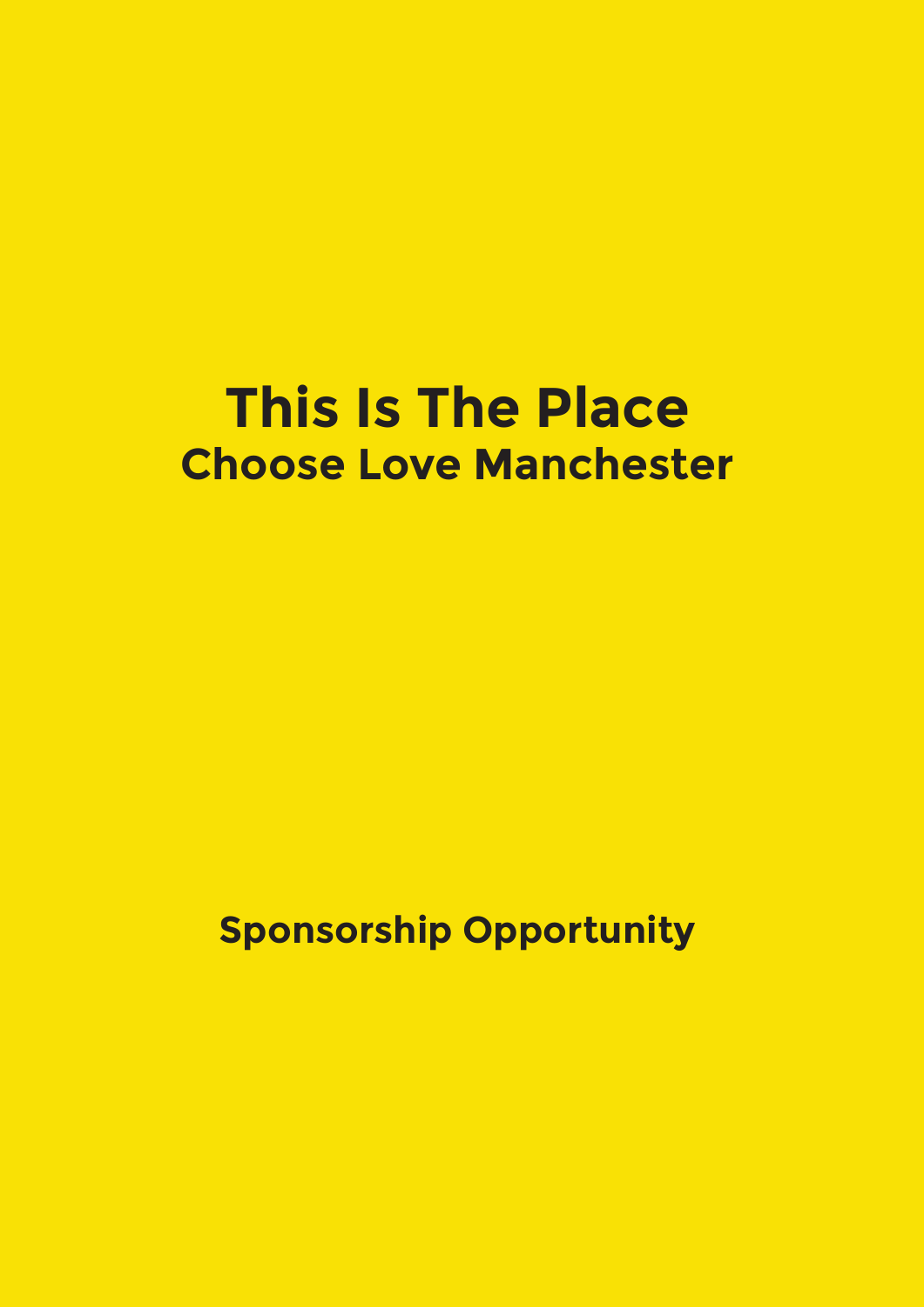# This Is The Place

## Choose Love Manchester

**Sponsorship Opportunity**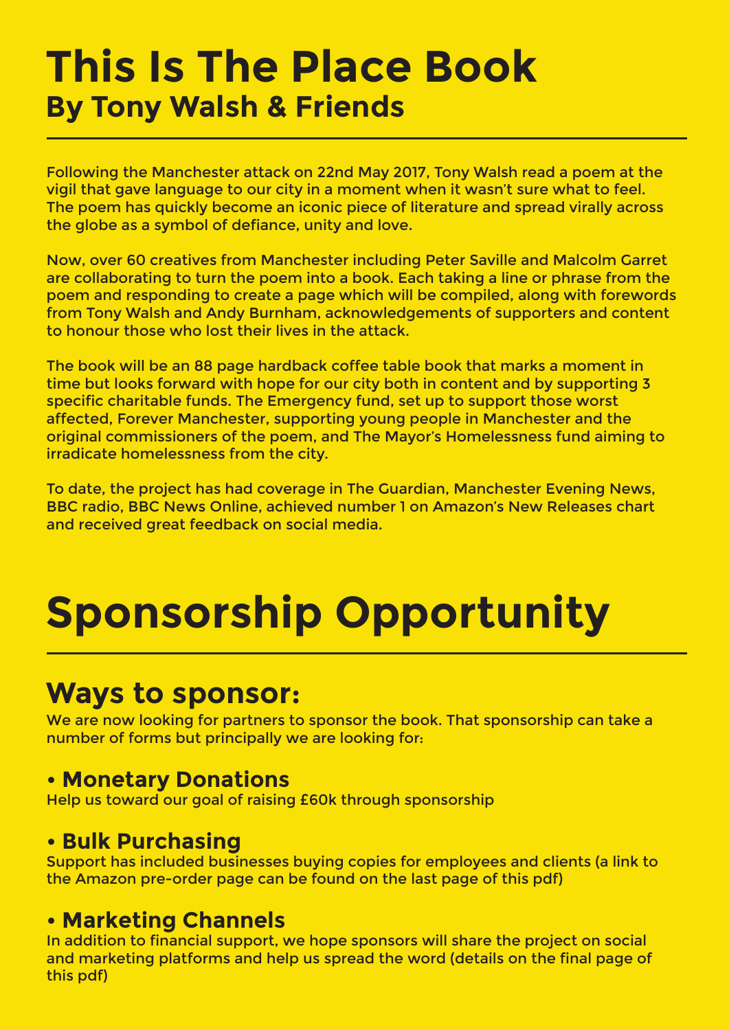# This Is The Place Book
## By Tony Walsh & Friends

Following the Manchester attack on 22nd May 2017, Tony Walsh read a poem at the vigil that gave language to our city in a moment when it wasn't sure what to feel. The poem has quickly become an iconic piece of literature and spread virally across the globe as a symbol of defiance, unity and love.

Now, over 60 creatives from Manchester including Peter Saville and Malcolm Garret are collaborating to turn the poem into a book. Each taking a line or phrase from the poem and responding to create a page which will be compiled, along with forewords from Tony Walsh and Andy Burnham, acknowledgements of supporters and content to honour those who lost their lives in the attack.

The book will be an 88 page hardback coffee table book that marks a moment in time but looks forward with hope for our city both in content and by supporting 3 specific charitable funds. The Emergency fund, set up to support those worst affected, Forever Manchester, supporting young people in Manchester and the original commissioners of the poem, and The Mayor's Homelessness fund aiming to irradicate homelessness from the city.

To date, the project has had coverage in The Guardian, Manchester Evening News, BBC radio, BBC News Online, achieved number 1 on Amazon's New Releases chart and received great feedback on social media.

# Sponsorship Opportunity

## Ways to sponsor:

We are now looking for partners to sponsor the book. That sponsorship can take a number of forms but principally we are looking for:

### • Monetary Donations

Help us toward our goal of raising £60k through sponsorship

### • Bulk Purchasing

Support has included businesses buying copies for employees and clients (a link to the Amazon pre-order page can be found on the last page of this pdf)

### • Marketing Channels

In addition to financial support, we hope sponsors will share the project on social and marketing platforms and help us spread the word (details on the final page of this pdf)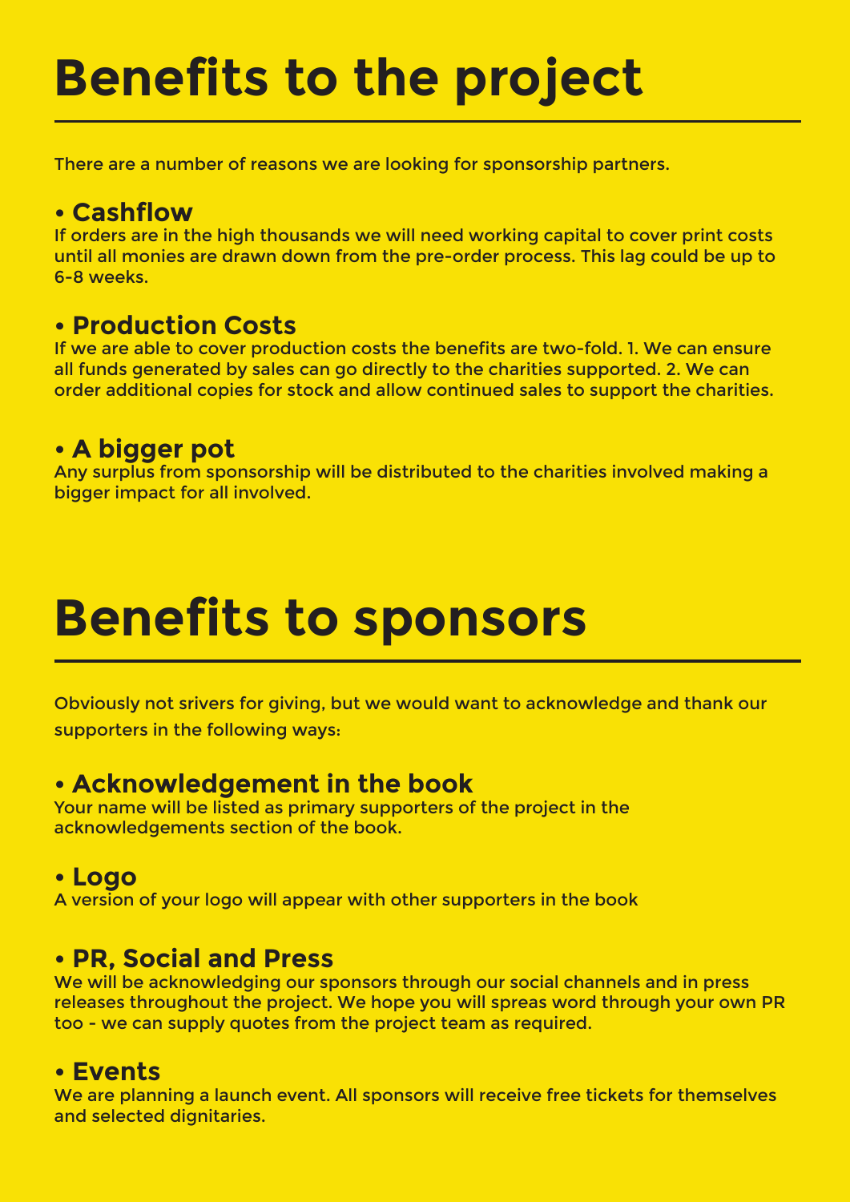# Benefits to the project

There are a number of reasons we are looking for sponsorship partners.

### • Cashflow

If orders are in the high thousands we will need working capital to cover print costs until all monies are drawn down from the pre-order process. This lag could be up to 6-8 weeks.

### • Production Costs

If we are able to cover production costs the benefits are two-fold. 1. We can ensure all funds generated by sales can go directly to the charities supported. 2. We can order additional copies for stock and allow continued sales to support the charities.

### • A bigger pot

Any surplus from sponsorship will be distributed to the charities involved making a bigger impact for all involved.

# Benefits to sponsors

Obviously not srivers for giving, but we would want to acknowledge and thank our supporters in the following ways:

### • Acknowledgement in the book

Your name will be listed as primary supporters of the project in the acknowledgements section of the book.

### • Logo

A version of your logo will appear with other supporters in the book

### • PR, Social and Press

We will be acknowledging our sponsors through our social channels and in press releases throughout the project. We hope you will spreas word through your own PR too - we can supply quotes from the project team as required.

### • Events

We are planning a launch event. All sponsors will receive free tickets for themselves and selected dignitaries.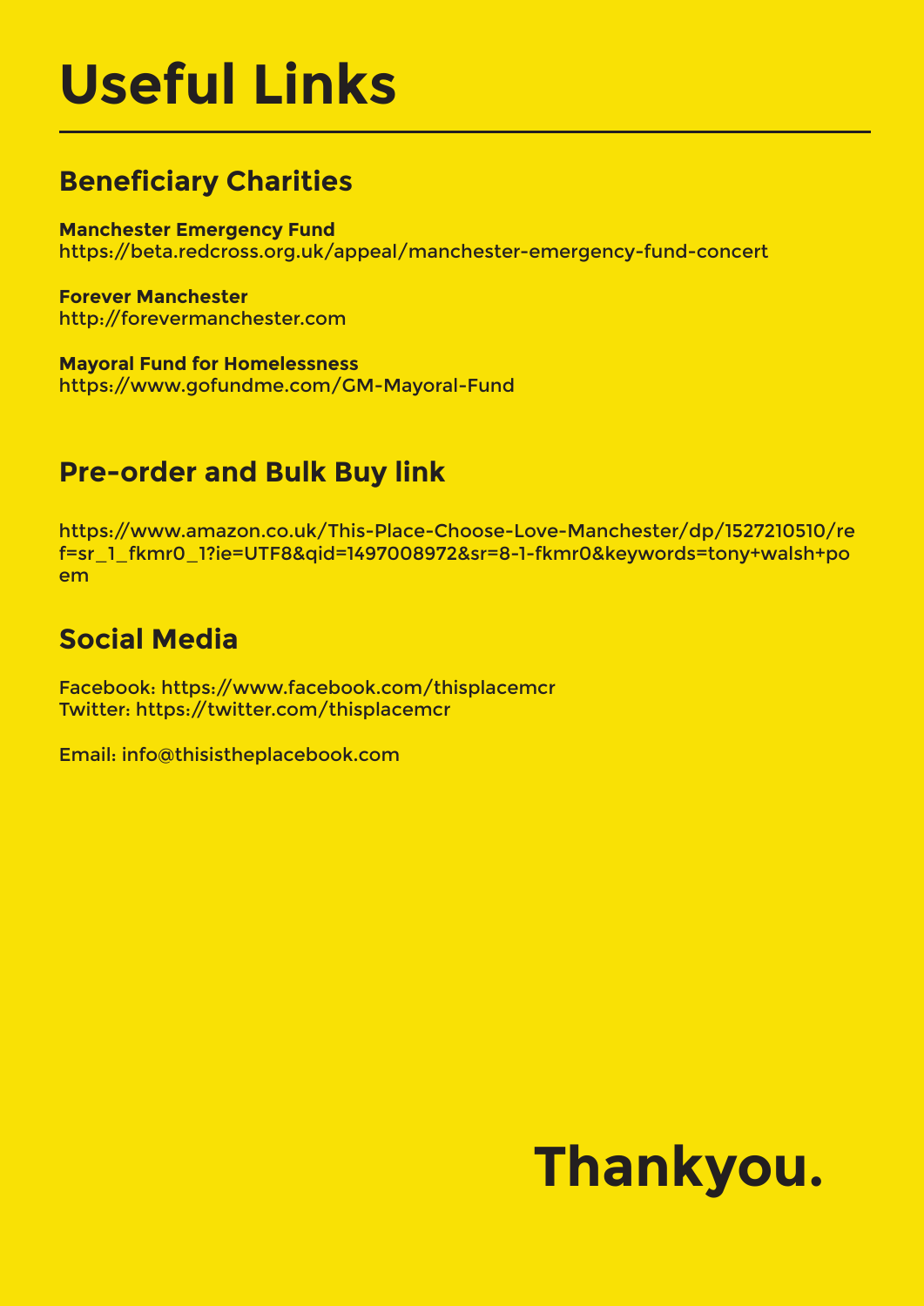# Useful Links

## Beneficiary Charities

**Manchester Emergency Fund**
https://beta.redcross.org.uk/appeal/manchester-emergency-fund-concert

**Forever Manchester**
http://forevermanchester.com

**Mayoral Fund for Homelessness**
https://www.gofundme.com/GM-Mayoral-Fund

## Pre-order and Bulk Buy link

https://www.amazon.co.uk/This-Place-Choose-Love-Manchester/dp/1527210510/ref=sr_1_fkmr0_1?ie=UTF8&qid=1497008972&sr=8-1-fkmr0&keywords=tony+walsh+poem

## Social Media

Facebook: https://www.facebook.com/thisplacemcr
Twitter: https://twitter.com/thisplacemcr

Email: info@thisistheplacebook.com

# Thankyou.